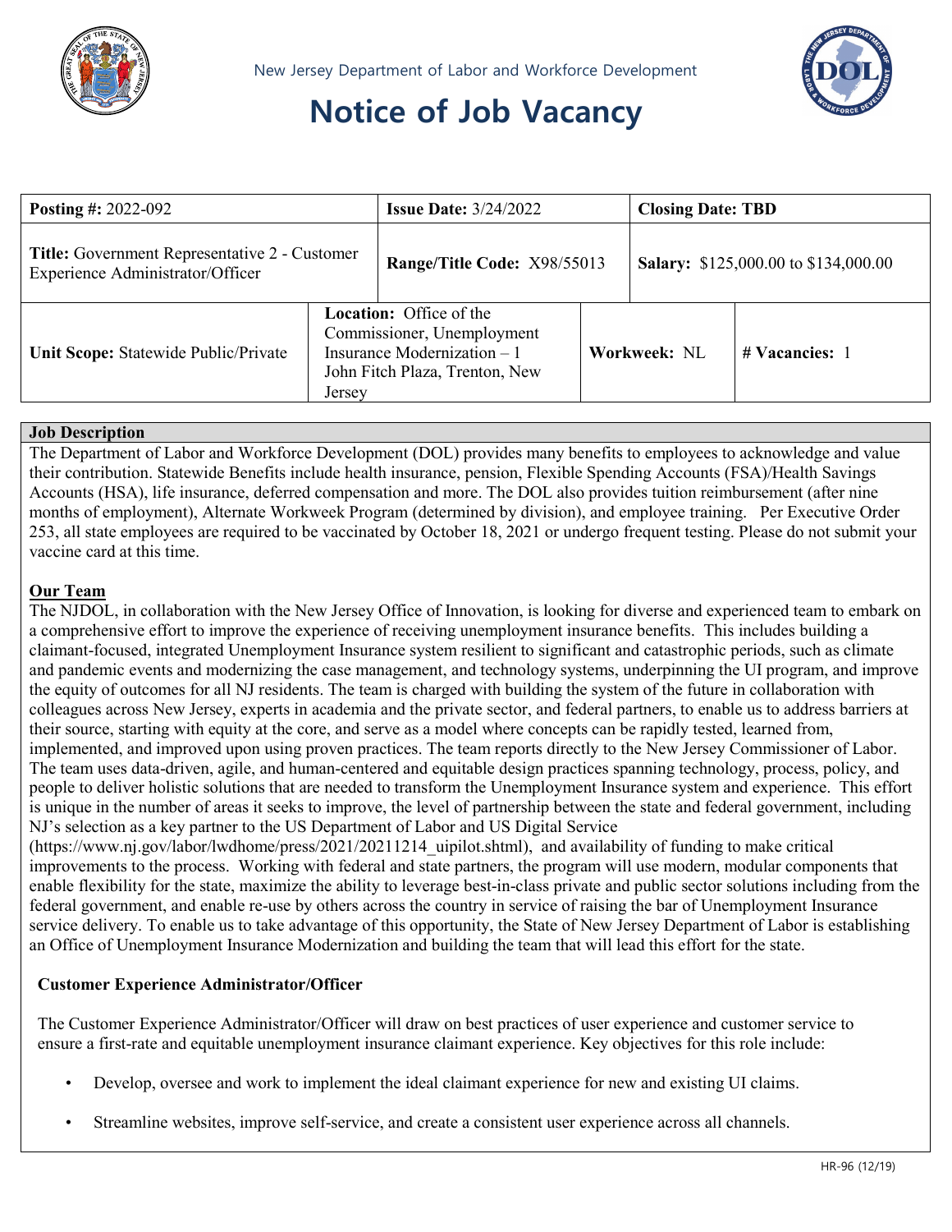New Jersey Department of Labor and Workforce Development

# Notice of Job Vacancy

| **Posting #:** 2022-092 | **Issue Date:** 3/24/2022 | **Closing Date: TBD** | |
|---|---|---|---|
| **Title:** Government Representative 2 - Customer Experience Administrator/Officer | **Range/Title Code:** X98/55013 | **Salary:** $125,000.00 to $134,000.00 | |
| **Unit Scope:** Statewide Public/Private | **Location:** Office of the Commissioner, Unemployment Insurance Modernization – 1 John Fitch Plaza, Trenton, New Jersey | **Workweek:** NL | **# Vacancies:** 1 |

## Job Description

The Department of Labor and Workforce Development (DOL) provides many benefits to employees to acknowledge and value their contribution. Statewide Benefits include health insurance, pension, Flexible Spending Accounts (FSA)/Health Savings Accounts (HSA), life insurance, deferred compensation and more. The DOL also provides tuition reimbursement (after nine months of employment), Alternate Workweek Program (determined by division), and employee training. Per Executive Order 253, all state employees are required to be vaccinated by October 18, 2021 or undergo frequent testing. Please do not submit your vaccine card at this time.

### Our Team

The NJDOL, in collaboration with the New Jersey Office of Innovation, is looking for diverse and experienced team to embark on a comprehensive effort to improve the experience of receiving unemployment insurance benefits. This includes building a claimant-focused, integrated Unemployment Insurance system resilient to significant and catastrophic periods, such as climate and pandemic events and modernizing the case management, and technology systems, underpinning the UI program, and improve the equity of outcomes for all NJ residents. The team is charged with building the system of the future in collaboration with colleagues across New Jersey, experts in academia and the private sector, and federal partners, to enable us to address barriers at their source, starting with equity at the core, and serve as a model where concepts can be rapidly tested, learned from, implemented, and improved upon using proven practices. The team reports directly to the New Jersey Commissioner of Labor. The team uses data-driven, agile, and human-centered and equitable design practices spanning technology, process, policy, and people to deliver holistic solutions that are needed to transform the Unemployment Insurance system and experience. This effort is unique in the number of areas it seeks to improve, the level of partnership between the state and federal government, including NJ's selection as a key partner to the US Department of Labor and US Digital Service (https://www.nj.gov/labor/lwdhome/press/2021/20211214_uipilot.shtml), and availability of funding to make critical improvements to the process. Working with federal and state partners, the program will use modern, modular components that enable flexibility for the state, maximize the ability to leverage best-in-class private and public sector solutions including from the federal government, and enable re-use by others across the country in service of raising the bar of Unemployment Insurance service delivery. To enable us to take advantage of this opportunity, the State of New Jersey Department of Labor is establishing an Office of Unemployment Insurance Modernization and building the team that will lead this effort for the state.

### Customer Experience Administrator/Officer

The Customer Experience Administrator/Officer will draw on best practices of user experience and customer service to ensure a first-rate and equitable unemployment insurance claimant experience. Key objectives for this role include:

- Develop, oversee and work to implement the ideal claimant experience for new and existing UI claims.
- Streamline websites, improve self-service, and create a consistent user experience across all channels.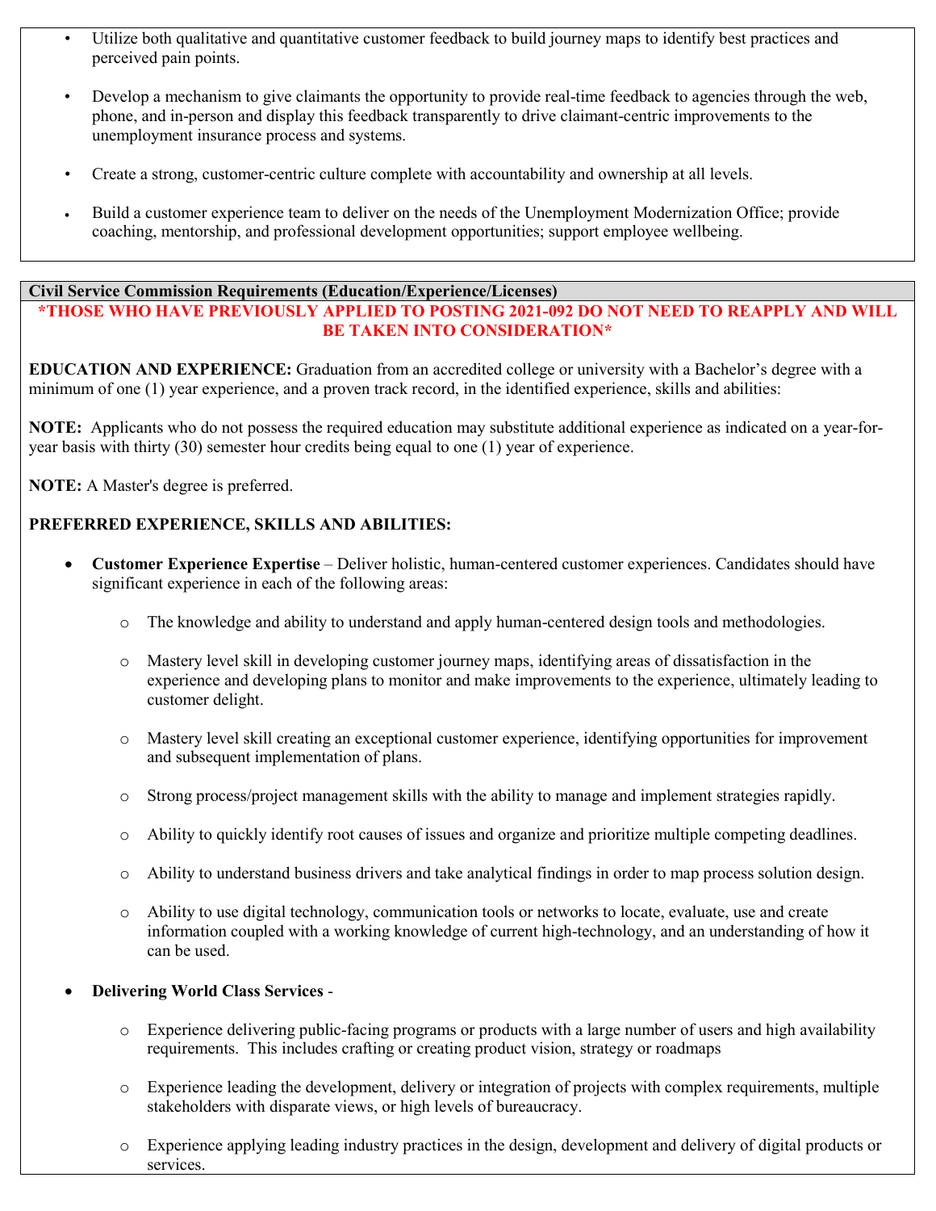- Utilize both qualitative and quantitative customer feedback to build journey maps to identify best practices and perceived pain points.
- Develop a mechanism to give claimants the opportunity to provide real-time feedback to agencies through the web, phone, and in-person and display this feedback transparently to drive claimant-centric improvements to the unemployment insurance process and systems.
- Create a strong, customer-centric culture complete with accountability and ownership at all levels.
- Build a customer experience team to deliver on the needs of the Unemployment Modernization Office; provide coaching, mentorship, and professional development opportunities; support employee wellbeing.

## Civil Service Commission Requirements (Education/Experience/Licenses)

**\*THOSE WHO HAVE PREVIOUSLY APPLIED TO POSTING 2021-092 DO NOT NEED TO REAPPLY AND WILL BE TAKEN INTO CONSIDERATION\***

**EDUCATION AND EXPERIENCE:** Graduation from an accredited college or university with a Bachelor's degree with a minimum of one (1) year experience, and a proven track record, in the identified experience, skills and abilities:

**NOTE:** Applicants who do not possess the required education may substitute additional experience as indicated on a year-for-year basis with thirty (30) semester hour credits being equal to one (1) year of experience.

**NOTE:** A Master's degree is preferred.

**PREFERRED EXPERIENCE, SKILLS AND ABILITIES:**

- **Customer Experience Expertise** – Deliver holistic, human-centered customer experiences. Candidates should have significant experience in each of the following areas:
  - The knowledge and ability to understand and apply human-centered design tools and methodologies.
  - Mastery level skill in developing customer journey maps, identifying areas of dissatisfaction in the experience and developing plans to monitor and make improvements to the experience, ultimately leading to customer delight.
  - Mastery level skill creating an exceptional customer experience, identifying opportunities for improvement and subsequent implementation of plans.
  - Strong process/project management skills with the ability to manage and implement strategies rapidly.
  - Ability to quickly identify root causes of issues and organize and prioritize multiple competing deadlines.
  - Ability to understand business drivers and take analytical findings in order to map process solution design.
  - Ability to use digital technology, communication tools or networks to locate, evaluate, use and create information coupled with a working knowledge of current high-technology, and an understanding of how it can be used.
- **Delivering World Class Services** -
  - Experience delivering public-facing programs or products with a large number of users and high availability requirements. This includes crafting or creating product vision, strategy or roadmaps
  - Experience leading the development, delivery or integration of projects with complex requirements, multiple stakeholders with disparate views, or high levels of bureaucracy.
  - Experience applying leading industry practices in the design, development and delivery of digital products or services.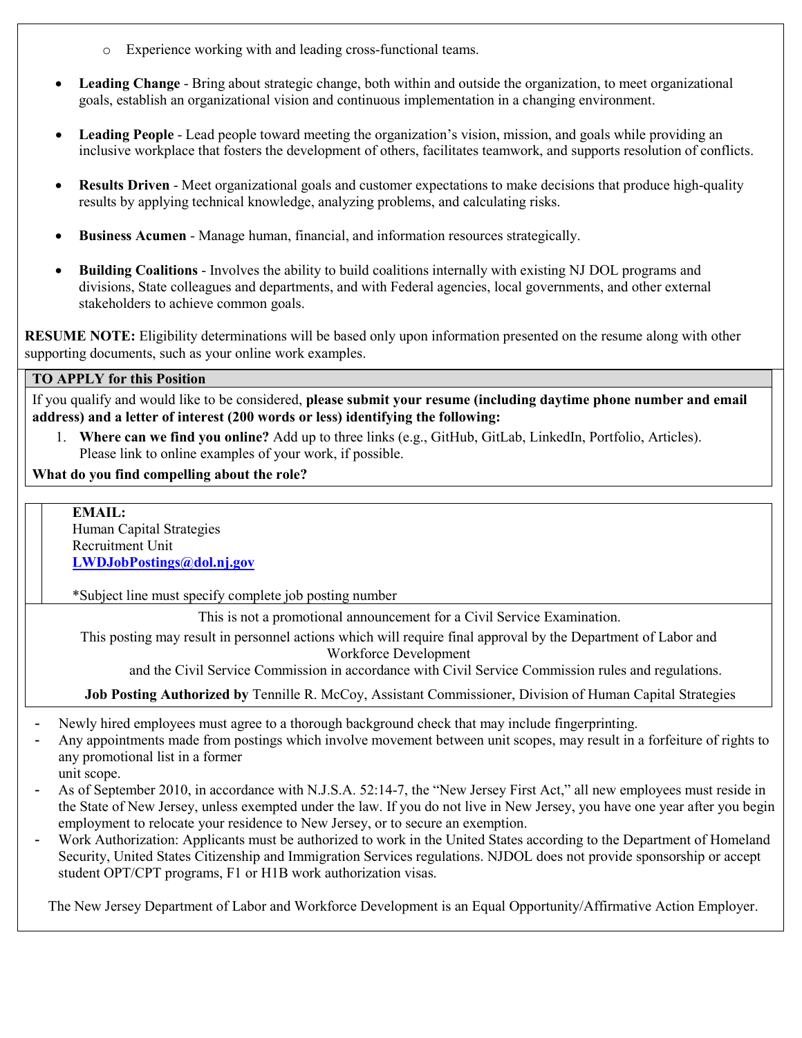- Experience working with and leading cross-functional teams.

- **Leading Change** - Bring about strategic change, both within and outside the organization, to meet organizational goals, establish an organizational vision and continuous implementation in a changing environment.

- **Leading People** - Lead people toward meeting the organization's vision, mission, and goals while providing an inclusive workplace that fosters the development of others, facilitates teamwork, and supports resolution of conflicts.

- **Results Driven** - Meet organizational goals and customer expectations to make decisions that produce high-quality results by applying technical knowledge, analyzing problems, and calculating risks.

- **Business Acumen** - Manage human, financial, and information resources strategically.

- **Building Coalitions** - Involves the ability to build coalitions internally with existing NJ DOL programs and divisions, State colleagues and departments, and with Federal agencies, local governments, and other external stakeholders to achieve common goals.

**RESUME NOTE:** Eligibility determinations will be based only upon information presented on the resume along with other supporting documents, such as your online work examples.

**TO APPLY for this Position**

If you qualify and would like to be considered, **please submit your resume (including daytime phone number and email address) and a letter of interest (200 words or less) identifying the following:**

1. **Where can we find you online?** Add up to three links (e.g., GitHub, GitLab, LinkedIn, Portfolio, Articles). Please link to online examples of your work, if possible.

**What do you find compelling about the role?**

**EMAIL:**
Human Capital Strategies
Recruitment Unit
**LWDJobPostings@dol.nj.gov**

*Subject line must specify complete job posting number

This is not a promotional announcement for a Civil Service Examination.

This posting may result in personnel actions which will require final approval by the Department of Labor and Workforce Development and the Civil Service Commission in accordance with Civil Service Commission rules and regulations.

**Job Posting Authorized by** Tennille R. McCoy, Assistant Commissioner, Division of Human Capital Strategies

- Newly hired employees must agree to a thorough background check that may include fingerprinting.
- Any appointments made from postings which involve movement between unit scopes, may result in a forfeiture of rights to any promotional list in a former unit scope.
- As of September 2010, in accordance with N.J.S.A. 52:14-7, the "New Jersey First Act," all new employees must reside in the State of New Jersey, unless exempted under the law. If you do not live in New Jersey, you have one year after you begin employment to relocate your residence to New Jersey, or to secure an exemption.
- Work Authorization: Applicants must be authorized to work in the United States according to the Department of Homeland Security, United States Citizenship and Immigration Services regulations. NJDOL does not provide sponsorship or accept student OPT/CPT programs, F1 or H1B work authorization visas.

The New Jersey Department of Labor and Workforce Development is an Equal Opportunity/Affirmative Action Employer.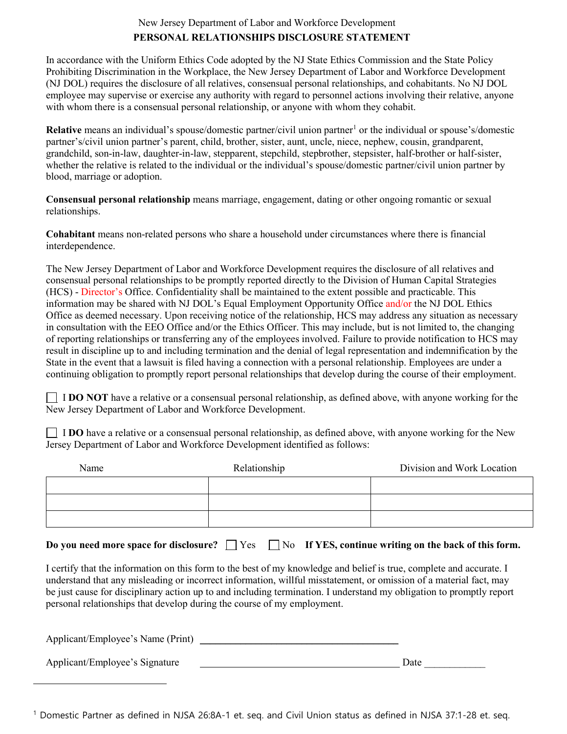New Jersey Department of Labor and Workforce Development

**PERSONAL RELATIONSHIPS DISCLOSURE STATEMENT**

In accordance with the Uniform Ethics Code adopted by the NJ State Ethics Commission and the State Policy Prohibiting Discrimination in the Workplace, the New Jersey Department of Labor and Workforce Development (NJ DOL) requires the disclosure of all relatives, consensual personal relationships, and cohabitants. No NJ DOL employee may supervise or exercise any authority with regard to personnel actions involving their relative, anyone with whom there is a consensual personal relationship, or anyone with whom they cohabit.

**Relative** means an individual's spouse/domestic partner/civil union partner[1] or the individual or spouse's/domestic partner's/civil union partner's parent, child, brother, sister, aunt, uncle, niece, nephew, cousin, grandparent, grandchild, son-in-law, daughter-in-law, stepparent, stepchild, stepbrother, stepsister, half-brother or half-sister, whether the relative is related to the individual or the individual's spouse/domestic partner/civil union partner by blood, marriage or adoption.

**Consensual personal relationship** means marriage, engagement, dating or other ongoing romantic or sexual relationships.

**Cohabitant** means non-related persons who share a household under circumstances where there is financial interdependence.

The New Jersey Department of Labor and Workforce Development requires the disclosure of all relatives and consensual personal relationships to be promptly reported directly to the Division of Human Capital Strategies (HCS) - Director's Office. Confidentiality shall be maintained to the extent possible and practicable. This information may be shared with NJ DOL's Equal Employment Opportunity Office and/or the NJ DOL Ethics Office as deemed necessary. Upon receiving notice of the relationship, HCS may address any situation as necessary in consultation with the EEO Office and/or the Ethics Officer. This may include, but is not limited to, the changing of reporting relationships or transferring any of the employees involved. Failure to provide notification to HCS may result in discipline up to and including termination and the denial of legal representation and indemnification by the State in the event that a lawsuit is filed having a connection with a personal relationship. Employees are under a continuing obligation to promptly report personal relationships that develop during the course of their employment.

☐ I **DO NOT** have a relative or a consensual personal relationship, as defined above, with anyone working for the New Jersey Department of Labor and Workforce Development.

☐ I **DO** have a relative or a consensual personal relationship, as defined above, with anyone working for the New Jersey Department of Labor and Workforce Development identified as follows:

| Name | Relationship | Division and Work Location |
|---|---|---|
| | | |
| | | |
| | | |

**Do you need more space for disclosure?** ☐ Yes ☐ No **If YES, continue writing on the back of this form.**

I certify that the information on this form to the best of my knowledge and belief is true, complete and accurate. I understand that any misleading or incorrect information, willful misstatement, or omission of a material fact, may be just cause for disciplinary action up to and including termination. I understand my obligation to promptly report personal relationships that develop during the course of my employment.

Applicant/Employee's Name (Print) ______________________________

Applicant/Employee's Signature ______________________________ Date ____________

[1] Domestic Partner as defined in NJSA 26:8A-1 et. seq. and Civil Union status as defined in NJSA 37:1-28 et. seq.